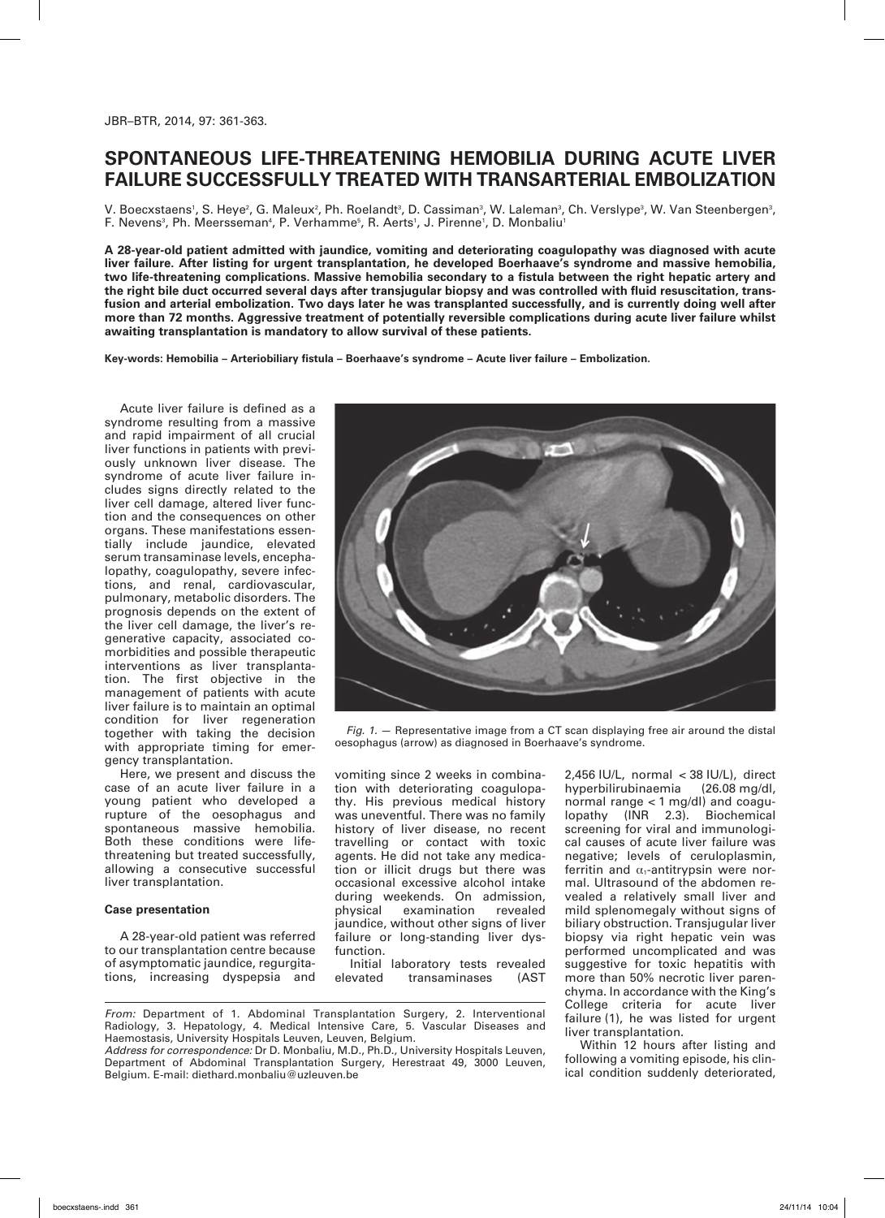# SPONTANEOUS LIFE-THREATENING HEMOBILIA DURING ACUTE LIVER FAILURE SUCCESSFULLY TREATED WITH TRANSARTERIAL EMBOLIZATION

V. Boecxstaens[1], S. Heye[2], G. Maleux[2], Ph. Roelandt[3], D. Cassiman[3], W. Laleman[3], Ch. Verslype[3], W. Van Steenbergen[3], F. Nevens[3], Ph. Meersseman[4], P. Verhamme[5], R. Aerts[1], J. Pirenne[1], D. Monbaliu[1]

**A 28-year-old patient admitted with jaundice, vomiting and deteriorating coagulopathy was diagnosed with acute liver failure. After listing for urgent transplantation, he developed Boerhaave's syndrome and massive hemobilia, two life-threatening complications. Massive hemobilia secondary to a fistula between the right hepatic artery and the right bile duct occurred several days after transjugular biopsy and was controlled with fluid resuscitation, transfusion and arterial embolization. Two days later he was transplanted successfully, and is currently doing well after more than 72 months. Aggressive treatment of potentially reversible complications during acute liver failure whilst awaiting transplantation is mandatory to allow survival of these patients.**

**Key-words: Hemobilia – Arteriobiliary fistula – Boerhaave's syndrome – Acute liver failure – Embolization.**

Acute liver failure is defined as a syndrome resulting from a massive and rapid impairment of all crucial liver functions in patients with previously unknown liver disease. The syndrome of acute liver failure includes signs directly related to the liver cell damage, altered liver function and the consequences on other organs. These manifestations essentially include jaundice, elevated serum transaminase levels, encephalopathy, coagulopathy, severe infections, and renal, cardiovascular, pulmonary, metabolic disorders. The prognosis depends on the extent of the liver cell damage, the liver's regenerative capacity, associated comorbidities and possible therapeutic interventions as liver transplantation. The first objective in the management of patients with acute liver failure is to maintain an optimal condition for liver regeneration together with taking the decision with appropriate timing for emergency transplantation.

Here, we present and discuss the case of an acute liver failure in a young patient who developed a rupture of the oesophagus and spontaneous massive hemobilia. Both these conditions were life-threatening but treated successfully, allowing a consecutive successful liver transplantation.

*Fig. 1.* — Representative image from a CT scan displaying free air around the distal oesophagus (arrow) as diagnosed in Boerhaave's syndrome.

## Case presentation

A 28-year-old patient was referred to our transplantation centre because of asymptomatic jaundice, regurgitations, increasing dyspepsia and vomiting since 2 weeks in combination with deteriorating coagulopathy. His previous medical history was uneventful. There was no family history of liver disease, no recent travelling or contact with toxic agents. He did not take any medication or illicit drugs but there was occasional excessive alcohol intake during weekends. On admission, physical examination revealed jaundice, without other signs of liver failure or long-standing liver dysfunction.

Initial laboratory tests revealed elevated transaminases (AST 2,456 IU/L, normal < 38 IU/L), direct hyperbilirubinaemia (26.08 mg/dl, normal range < 1 mg/dl) and coagulopathy (INR 2.3). Biochemical screening for viral and immunological causes of acute liver failure was negative; levels of ceruloplasmin, ferritin and $\alpha_1$-antitrypsin were normal. Ultrasound of the abdomen revealed a relatively small liver and mild splenomegaly without signs of biliary obstruction. Transjugular liver biopsy via right hepatic vein was performed uncomplicated and was suggestive for toxic hepatitis with more than 50% necrotic liver parenchyma. In accordance with the King's College criteria for acute liver failure (1), he was listed for urgent liver transplantation.

Within 12 hours after listing and following a vomiting episode, his clinical condition suddenly deteriorated,

*From:* Department of 1. Abdominal Transplantation Surgery, 2. Interventional Radiology, 3. Hepatology, 4. Medical Intensive Care, 5. Vascular Diseases and Haemostasis, University Hospitals Leuven, Leuven, Belgium.
*Address for correspondence:* Dr D. Monbaliu, M.D., Ph.D., University Hospitals Leuven, Department of Abdominal Transplantation Surgery, Herestraat 49, 3000 Leuven, Belgium. E-mail: diethard.monbaliu@uzleuven.be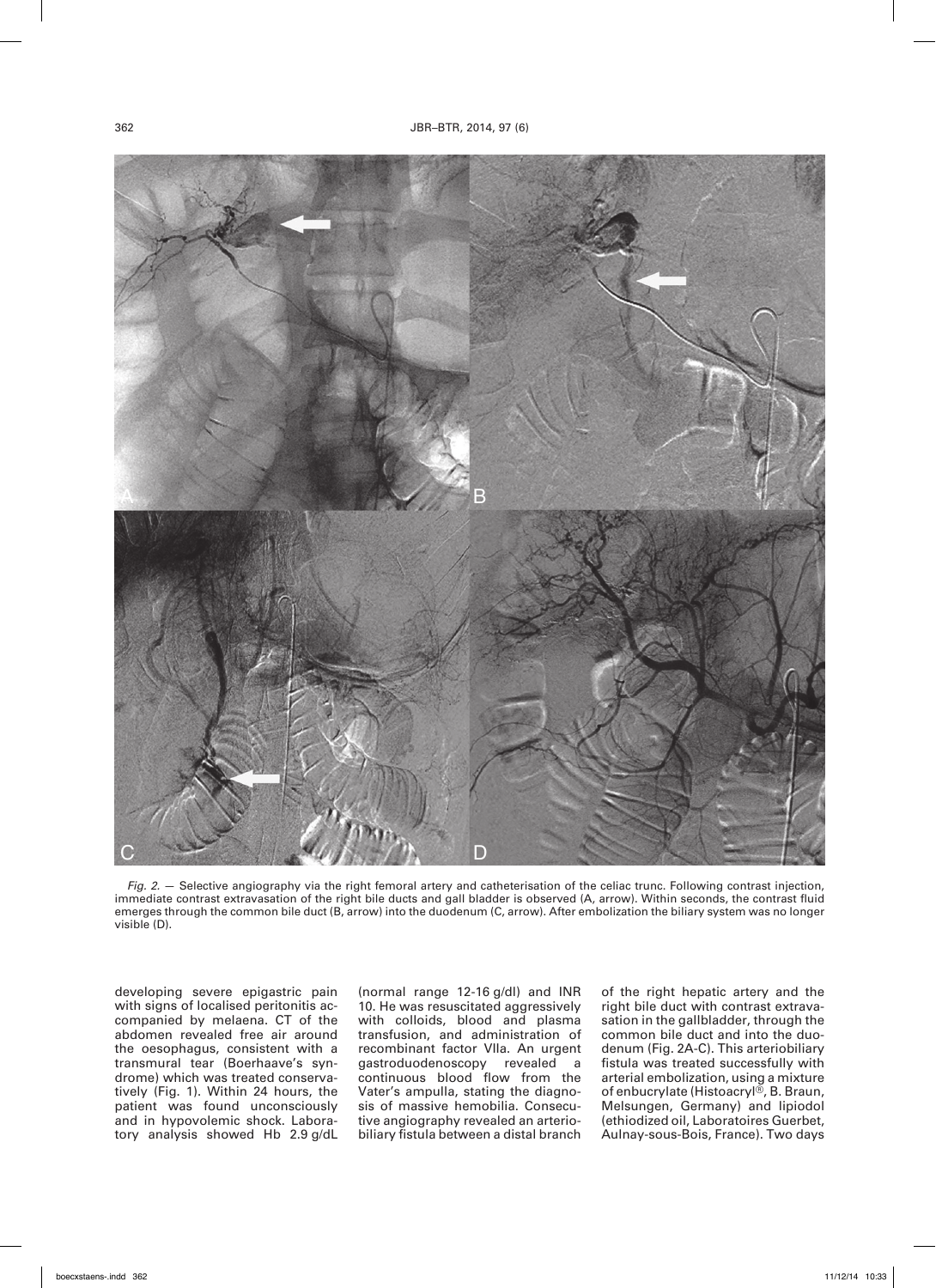*Fig. 2.* — Selective angiography via the right femoral artery and catheterisation of the celiac trunc. Following contrast injection, immediate contrast extravasation of the right bile ducts and gall bladder is observed (A, arrow). Within seconds, the contrast fluid emerges through the common bile duct (B, arrow) into the duodenum (C, arrow). After embolization the biliary system was no longer visible (D).

developing severe epigastric pain with signs of localised peritonitis accompanied by melaena. CT of the abdomen revealed free air around the oesophagus, consistent with a transmural tear (Boerhaave's syndrome) which was treated conservatively (Fig. 1). Within 24 hours, the patient was found unconsciously and in hypovolemic shock. Laboratory analysis showed Hb 2.9 g/dL (normal range 12-16 g/dl) and INR 10. He was resuscitated aggressively with colloids, blood and plasma transfusion, and administration of recombinant factor VIIa. An urgent gastroduodenoscopy revealed a continuous blood flow from the Vater's ampulla, stating the diagnosis of massive hemobilia. Consecutive angiography revealed an arteriobiliary fistula between a distal branch of the right hepatic artery and the right bile duct with contrast extravasation in the gallbladder, through the common bile duct and into the duodenum (Fig. 2A-C). This arteriobiliary fistula was treated successfully with arterial embolization, using a mixture of enbucrylate (Histoacryl®, B. Braun, Melsungen, Germany) and lipiodol (ethiodized oil, Laboratoires Guerbet, Aulnay-sous-Bois, France). Two days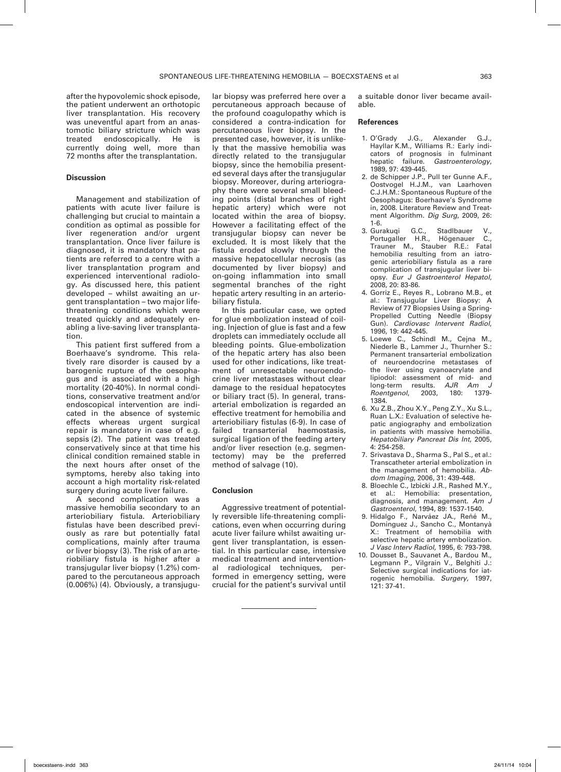after the hypovolemic shock episode, the patient underwent an orthotopic liver transplantation. His recovery was uneventful apart from an anastomotic biliary stricture which was treated endoscopically. He is currently doing well, more than 72 months after the transplantation.

#### Discussion

Management and stabilization of patients with acute liver failure is challenging but crucial to maintain a condition as optimal as possible for liver regeneration and/or urgent transplantation. Once liver failure is diagnosed, it is mandatory that patients are referred to a centre with a liver transplantation program and experienced interventional radiology. As discussed here, this patient developed – whilst awaiting an urgent transplantation – two major life-threatening conditions which were treated quickly and adequately enabling a live-saving liver transplantation.

This patient first suffered from a Boerhaave's syndrome. This relatively rare disorder is caused by a barogenic rupture of the oesophagus and is associated with a high mortality (20-40%). In normal conditions, conservative treatment and/or endoscopical intervention are indicated in the absence of systemic effects whereas urgent surgical repair is mandatory in case of e.g. sepsis (2). The patient was treated conservatively since at that time his clinical condition remained stable in the next hours after onset of the symptoms, hereby also taking into account a high mortality risk-related surgery during acute liver failure.

A second complication was a massive hemobilia secondary to an arteriobiliary fistula. Arteriobiliary fistulas have been described previously as rare but potentially fatal complications, mainly after trauma or liver biopsy (3). The risk of an arteriobiliary fistula is higher after a transjugular liver biopsy (1.2%) compared to the percutaneous approach (0.006%) (4). Obviously, a transjugular biopsy was preferred here over a percutaneous approach because of the profound coagulopathy which is considered a contra-indication for percutaneous liver biopsy. In the presented case, however, it is unlikely that the massive hemobilia was directly related to the transjugular biopsy, since the hemobilia presented several days after the transjugular biopsy. Moreover, during arteriography there were several small bleeding points (distal branches of right hepatic artery) which were not located within the area of biopsy. However a facilitating effect of the transjugular biopsy can never be excluded. It is most likely that the fistula eroded slowly through the massive hepatocellular necrosis (as documented by liver biopsy) and on-going inflammation into small segmental branches of the right hepatic artery resulting in an arteriobiliary fistula.

In this particular case, we opted for glue embolization instead of coiling. Injection of glue is fast and a few droplets can immediately occlude all bleeding points. Glue-embolization of the hepatic artery has also been used for other indications, like treatment of unresectable neuroendocrine liver metastases without clear damage to the residual hepatocytes or biliary tract (5). In general, transarterial embolization is regarded an effective treatment for hemobilia and arteriobiliary fistulas (6-9). In case of failed transarterial haemostasis, surgical ligation of the feeding artery and/or liver resection (e.g. segmentectomy) may be the preferred method of salvage (10).

#### Conclusion

Aggressive treatment of potentially reversible life-threatening complications, even when occurring during acute liver failure whilst awaiting urgent liver transplantation, is essential. In this particular case, intensive medical treatment and interventional radiological techniques, performed in emergency setting, were crucial for the patient's survival until a suitable donor liver became available.

#### References

1. O'Grady J.G., Alexander G.J., Hayllar K.M., Williams R.: Early indicators of prognosis in fulminant hepatic failure. *Gastroenterology*, 1989, 97: 439-445.
2. de Schipper J.P., Pull ter Gunne A.F., Oostvogel H.J.M., van Laarhoven C.J.H.M.: Spontaneous Rupture of the Oesophagus: Boerhaave's Syndrome in, 2008. Literature Review and Treatment Algorithm. *Dig Surg*, 2009, 26: 1-6.
3. Gurakuqi G.C., Stadlbauer V., Portugaller H.R., Högenauer C., Trauner M., Stauber R.E.: Fatal hemobilia resulting from an iatrogenic arteriobiliary fistula as a rare complication of transjugular liver biopsy. *Eur J Gastroenterol Hepatol*, 2008, 20: 83-86.
4. Gorriz E., Reyes R., Lobrano M.B., et al.: Transjugular Liver Biopsy: A Review of 77 Biopsies Using a Spring-Propelled Cutting Needle (Biopsy Gun). *Cardiovasc Intervent Radiol*, 1996, 19: 442-445.
5. Loewe C., Schindl M., Cejna M., Niederle B., Lammer J., Thurnher S.: Permanent transarterial embolization of neuroendocrine metastases of the liver using cyanoacrylate and lipiodol: assessment of mid- and long-term results. *AJR Am J Roentgenol*, 2003, 180: 1379-1384.
6. Xu Z.B., Zhou X.Y., Peng Z.Y., Xu S.L., Ruan L.X.: Evaluation of selective hepatic angiography and embolization in patients with massive hemobilia. *Hepatobiliary Pancreat Dis Int*, 2005, 4: 254-258.
7. Srivastava D., Sharma S., Pal S., et al.: Transcatheter arterial embolization in the management of hemobilia. *Abdom Imaging*, 2006, 31: 439-448.
8. Bloechle C., Izbicki J.R., Rashed M.Y., et al.: Hemobilia: presentation, diagnosis, and management. *Am J Gastroenterol*, 1994, 89: 1537-1540.
9. Hidalgo F., Narváez JA., Reñé M., Dominguez J., Sancho C., Montanyà X.: Treatment of hemobilia with selective hepatic artery embolization. *J Vasc Interv Radiol*, 1995, 6: 793-798.
10. Dousset B., Sauvanet A., Bardou M., Legmann P., Vilgrain V., Belghiti J.: Selective surgical indications for iatrogenic hemobilia. *Surgery*, 1997, 121: 37-41.